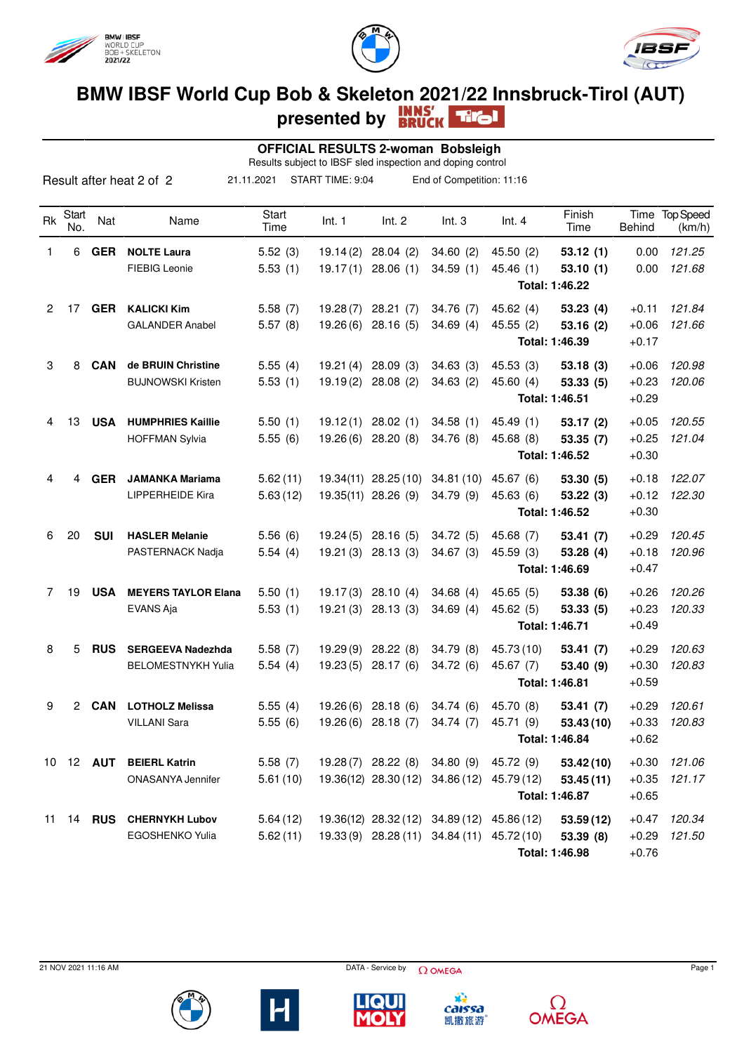# BMW IBSF World Cup Bob & Skeleton 2021/22 Innsbruck-Tirol (AUT)

## presented by INNS'BRUCK Tirol

### OFFICIAL RESULTS 2-woman Bobsleigh

Results subject to IBSF sled inspection and doping control

Result after heat 2 of 2 — 21.11.2021 — START TIME: 9:04 — End of Competition: 11:16

| Rk | Start No. | Nat | Name | Start Time | Int. 1 | Int. 2 | Int. 3 | Int. 4 | Finish Time | Time Behind | Top Speed (km/h) |
|---|---|---|---|---|---|---|---|---|---|---|---|
| 1 | 6 | **GER** | **NOLTE Laura** | 5.52 (3) | 19.14 (2) | 28.04 (2) | 34.60 (2) | 45.50 (2) | **53.12 (1)** | 0.00 | *121.25* |
| | | | FIEBIG Leonie | 5.53 (1) | 19.17 (1) | 28.06 (1) | 34.59 (1) | 45.46 (1) | **53.10 (1)** | 0.00 | *121.68* |
| | | | | | | | | | **Total: 1:46.22** | | |
| 2 | 17 | **GER** | **KALICKI Kim** | 5.58 (7) | 19.28 (7) | 28.21 (7) | 34.76 (7) | 45.62 (4) | **53.23 (4)** | +0.11 | *121.84* |
| | | | GALANDER Anabel | 5.57 (8) | 19.26 (6) | 28.16 (5) | 34.69 (4) | 45.55 (2) | **53.16 (2)** | +0.06 | *121.66* |
| | | | | | | | | | **Total: 1:46.39** | +0.17 | |
| 3 | 8 | **CAN** | **de BRUIN Christine** | 5.55 (4) | 19.21 (4) | 28.09 (3) | 34.63 (3) | 45.53 (3) | **53.18 (3)** | +0.06 | *120.98* |
| | | | BUJNOWSKI Kristen | 5.53 (1) | 19.19 (2) | 28.08 (2) | 34.63 (2) | 45.60 (4) | **53.33 (5)** | +0.23 | *120.06* |
| | | | | | | | | | **Total: 1:46.51** | +0.29 | |
| 4 | 13 | **USA** | **HUMPHRIES Kaillie** | 5.50 (1) | 19.12 (1) | 28.02 (1) | 34.58 (1) | 45.49 (1) | **53.17 (2)** | +0.05 | *120.55* |
| | | | HOFFMAN Sylvia | 5.55 (6) | 19.26 (6) | 28.20 (8) | 34.76 (8) | 45.68 (8) | **53.35 (7)** | +0.25 | *121.04* |
| | | | | | | | | | **Total: 1:46.52** | +0.30 | |
| 4 | 4 | **GER** | **JAMANKA Mariama** | 5.62 (11) | 19.34 (11) | 28.25 (10) | 34.81 (10) | 45.67 (6) | **53.30 (5)** | +0.18 | *122.07* |
| | | | LIPPERHEIDE Kira | 5.63 (12) | 19.35 (11) | 28.26 (9) | 34.79 (9) | 45.63 (6) | **53.22 (3)** | +0.12 | *122.30* |
| | | | | | | | | | **Total: 1:46.52** | +0.30 | |
| 6 | 20 | **SUI** | **HASLER Melanie** | 5.56 (6) | 19.24 (5) | 28.16 (5) | 34.72 (5) | 45.68 (7) | **53.41 (7)** | +0.29 | *120.45* |
| | | | PASTERNACK Nadja | 5.54 (4) | 19.21 (3) | 28.13 (3) | 34.67 (3) | 45.59 (3) | **53.28 (4)** | +0.18 | *120.96* |
| | | | | | | | | | **Total: 1:46.69** | +0.47 | |
| 7 | 19 | **USA** | **MEYERS TAYLOR Elana** | 5.50 (1) | 19.17 (3) | 28.10 (4) | 34.68 (4) | 45.65 (5) | **53.38 (6)** | +0.26 | *120.26* |
| | | | EVANS Aja | 5.53 (1) | 19.21 (3) | 28.13 (3) | 34.69 (4) | 45.62 (5) | **53.33 (5)** | +0.23 | *120.33* |
| | | | | | | | | | **Total: 1:46.71** | +0.49 | |
| 8 | 5 | **RUS** | **SERGEEVA Nadezhda** | 5.58 (7) | 19.29 (9) | 28.22 (8) | 34.79 (8) | 45.73 (10) | **53.41 (7)** | +0.29 | *120.63* |
| | | | BELOMESTNYKH Yulia | 5.54 (4) | 19.23 (5) | 28.17 (6) | 34.72 (6) | 45.67 (7) | **53.40 (9)** | +0.30 | *120.83* |
| | | | | | | | | | **Total: 1:46.81** | +0.59 | |
| 9 | 2 | **CAN** | **LOTHOLZ Melissa** | 5.55 (4) | 19.26 (6) | 28.18 (6) | 34.74 (6) | 45.70 (8) | **53.41 (7)** | +0.29 | *120.61* |
| | | | VILLANI Sara | 5.55 (6) | 19.26 (6) | 28.18 (7) | 34.74 (7) | 45.71 (9) | **53.43 (10)** | +0.33 | *120.83* |
| | | | | | | | | | **Total: 1:46.84** | +0.62 | |
| 10 | 12 | **AUT** | **BEIERL Katrin** | 5.58 (7) | 19.28 (7) | 28.22 (8) | 34.80 (9) | 45.72 (9) | **53.42 (10)** | +0.30 | *121.06* |
| | | | ONASANYA Jennifer | 5.61 (10) | 19.36 (12) | 28.30 (12) | 34.86 (12) | 45.79 (12) | **53.45 (11)** | +0.35 | *121.17* |
| | | | | | | | | | **Total: 1:46.87** | +0.65 | |
| 11 | 14 | **RUS** | **CHERNYKH Lubov** | 5.64 (12) | 19.36 (12) | 28.32 (12) | 34.89 (12) | 45.86 (12) | **53.59 (12)** | +0.47 | *120.34* |
| | | | EGOSHENKO Yulia | 5.62 (11) | 19.33 (9) | 28.28 (11) | 34.84 (11) | 45.72 (10) | **53.39 (8)** | +0.29 | *121.50* |
| | | | | | | | | | **Total: 1:46.98** | +0.76 | |

21 NOV 2021 11:16 AM — DATA - Service by OMEGA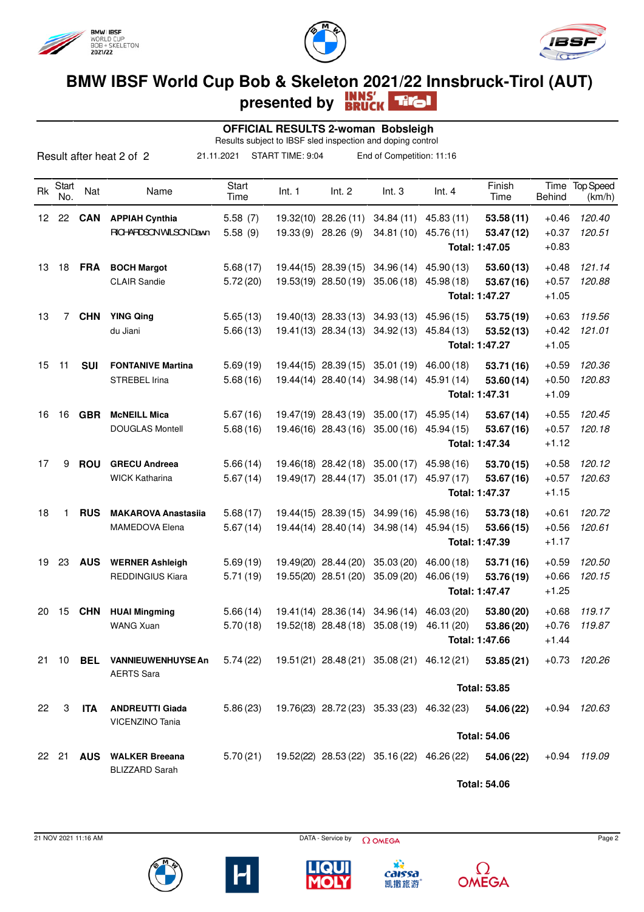# BMW IBSF World Cup Bob & Skeleton 2021/22 Innsbruck-Tirol (AUT)

## presented by INNS'BRUCK Tirol

### OFFICIAL RESULTS 2-woman Bobsleigh

Results subject to IBSF sled inspection and doping control

Result after heat 2 of 2 — 21.11.2021 — START TIME: 9:04 — End of Competition: 11:16

| Rk | Start No. | Nat | Name | Start Time | Int. 1 | Int. 2 | Int. 3 | Int. 4 | Finish Time | Time Behind | Top Speed (km/h) |
|---|---|---|---|---|---|---|---|---|---|---|---|
| 12 | 22 | **CAN** | **APPIAH Cynthia** | 5.58 (7) | 19.32(10) | 28.26 (11) | 34.84 (11) | 45.83 (11) | **53.58 (11)** | +0.46 | *120.40* |
| | | | RICHARDSON WILSON Dawn | 5.58 (9) | 19.33 (9) | 28.26 (9) | 34.81 (10) | 45.76 (11) | **53.47 (12)** | +0.37 | *120.51* |
| | | | | | | | | | **Total: 1:47.05** | +0.83 | |
| 13 | 18 | **FRA** | **BOCH Margot** | 5.68 (17) | 19.44(15) | 28.39 (15) | 34.96 (14) | 45.90 (13) | **53.60 (13)** | +0.48 | *121.14* |
| | | | CLAIR Sandie | 5.72 (20) | 19.53(19) | 28.50 (19) | 35.06 (18) | 45.98 (18) | **53.67 (16)** | +0.57 | *120.88* |
| | | | | | | | | | **Total: 1:47.27** | +1.05 | |
| 13 | 7 | **CHN** | **YING Qing** | 5.65 (13) | 19.40(13) | 28.33 (13) | 34.93 (13) | 45.96 (15) | **53.75 (19)** | +0.63 | *119.56* |
| | | | du Jiani | 5.66 (13) | 19.41(13) | 28.34 (13) | 34.92 (13) | 45.84 (13) | **53.52 (13)** | +0.42 | *121.01* |
| | | | | | | | | | **Total: 1:47.27** | +1.05 | |
| 15 | 11 | **SUI** | **FONTANIVE Martina** | 5.69 (19) | 19.44(15) | 28.39 (15) | 35.01 (19) | 46.00 (18) | **53.71 (16)** | +0.59 | *120.36* |
| | | | STREBEL Irina | 5.68 (16) | 19.44(14) | 28.40 (14) | 34.98 (14) | 45.91 (14) | **53.60 (14)** | +0.50 | *120.83* |
| | | | | | | | | | **Total: 1:47.31** | +1.09 | |
| 16 | 16 | **GBR** | **McNEILL Mica** | 5.67 (16) | 19.47(19) | 28.43 (19) | 35.00 (17) | 45.95 (14) | **53.67 (14)** | +0.55 | *120.45* |
| | | | DOUGLAS Montell | 5.68 (16) | 19.46(16) | 28.43 (16) | 35.00 (16) | 45.94 (15) | **53.67 (16)** | +0.57 | *120.18* |
| | | | | | | | | | **Total: 1:47.34** | +1.12 | |
| 17 | 9 | **ROU** | **GRECU Andreea** | 5.66 (14) | 19.46(18) | 28.42 (18) | 35.00 (17) | 45.98 (16) | **53.70 (15)** | +0.58 | *120.12* |
| | | | WICK Katharina | 5.67 (14) | 19.49(17) | 28.44 (17) | 35.01 (17) | 45.97 (17) | **53.67 (16)** | +0.57 | *120.63* |
| | | | | | | | | | **Total: 1:47.37** | +1.15 | |
| 18 | 1 | **RUS** | **MAKAROVA Anastasiia** | 5.68 (17) | 19.44(15) | 28.39 (15) | 34.99 (16) | 45.98 (16) | **53.73 (18)** | +0.61 | *120.72* |
| | | | MAMEDOVA Elena | 5.67 (14) | 19.44(14) | 28.40 (14) | 34.98 (14) | 45.94 (15) | **53.66 (15)** | +0.56 | *120.61* |
| | | | | | | | | | **Total: 1:47.39** | +1.17 | |
| 19 | 23 | **AUS** | **WERNER Ashleigh** | 5.69 (19) | 19.49(20) | 28.44 (20) | 35.03 (20) | 46.00 (18) | **53.71 (16)** | +0.59 | *120.50* |
| | | | REDDINGIUS Kiara | 5.71 (19) | 19.55(20) | 28.51 (20) | 35.09 (20) | 46.06 (19) | **53.76 (19)** | +0.66 | *120.15* |
| | | | | | | | | | **Total: 1:47.47** | +1.25 | |
| 20 | 15 | **CHN** | **HUAI Mingming** | 5.66 (14) | 19.41(14) | 28.36 (14) | 34.96 (14) | 46.03 (20) | **53.80 (20)** | +0.68 | *119.17* |
| | | | WANG Xuan | 5.70 (18) | 19.52(18) | 28.48 (18) | 35.08 (19) | 46.11 (20) | **53.86 (20)** | +0.76 | *119.87* |
| | | | | | | | | | **Total: 1:47.66** | +1.44 | |
| 21 | 10 | **BEL** | **VANNIEUWENHUYSE An** | 5.74 (22) | 19.51(21) | 28.48 (21) | 35.08 (21) | 46.12 (21) | **53.85 (21)** | +0.73 | *120.26* |
| | | | AERTS Sara | | | | | | | | |
| | | | | | | | | | **Total: 53.85** | | |
| 22 | 3 | **ITA** | **ANDREUTTI Giada** | 5.86 (23) | 19.76(23) | 28.72 (23) | 35.33 (23) | 46.32 (23) | **54.06 (22)** | +0.94 | *120.63* |
| | | | VICENZINO Tania | | | | | | | | |
| | | | | | | | | | **Total: 54.06** | | |
| 22 | 21 | **AUS** | **WALKER Breeana** | 5.70 (21) | 19.52(22) | 28.53 (22) | 35.16 (22) | 46.26 (22) | **54.06 (22)** | +0.94 | *119.09* |
| | | | BLIZZARD Sarah | | | | | | | | |
| | | | | | | | | | **Total: 54.06** | | |

21 NOV 2021 11:16 AM — DATA - Service by OMEGA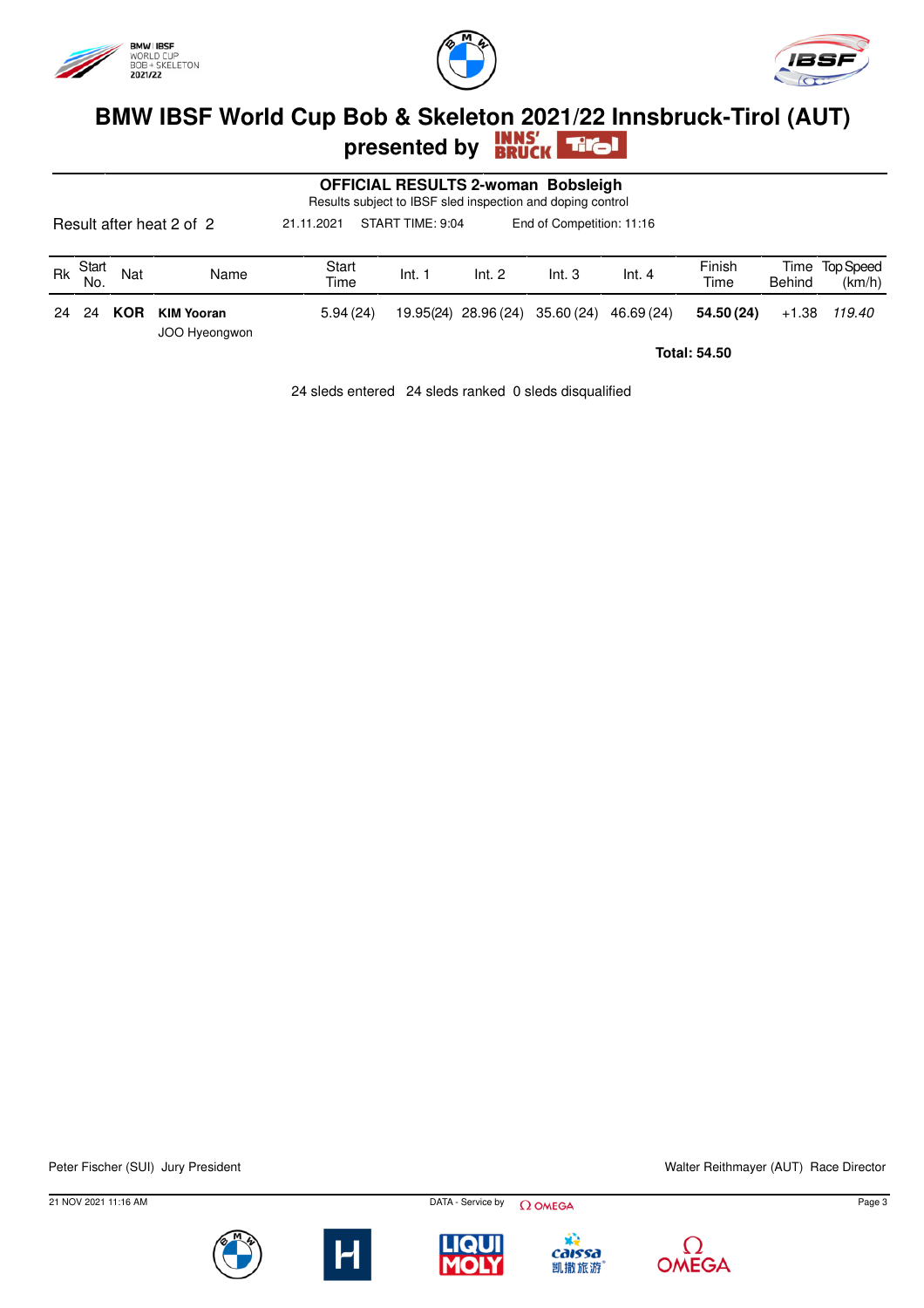# BMW IBSF World Cup Bob & Skeleton 2021/22 Innsbruck-Tirol (AUT)

## presented by INNS' BRUCK Tirol

### OFFICIAL RESULTS 2-woman Bobsleigh

Results subject to IBSF sled inspection and doping control

Result after heat 2 of 2 | 21.11.2021 | START TIME: 9:04 | End of Competition: 11:16

| Rk | Start No. | Nat | Name | Start Time | Int. 1 | Int. 2 | Int. 3 | Int. 4 | Finish Time | Time Behind | Top Speed (km/h) |
|---|---|---|---|---|---|---|---|---|---|---|---|
| 24 | 24 | **KOR** | **KIM Yooran**<br>JOO Hyeongwon | 5.94 (24) | 19.95(24) | 28.96 (24) | 35.60 (24) | 46.69 (24) | **54.50 (24)** | +1.38 | *119.40* |
| | | | | | | | | | **Total: 54.50** | | |

24 sleds entered 24 sleds ranked 0 sleds disqualified

Peter Fischer (SUI) Jury President

Walter Reithmayer (AUT) Race Director

21 NOV 2021 11:16 AM

DATA - Service by OMEGA